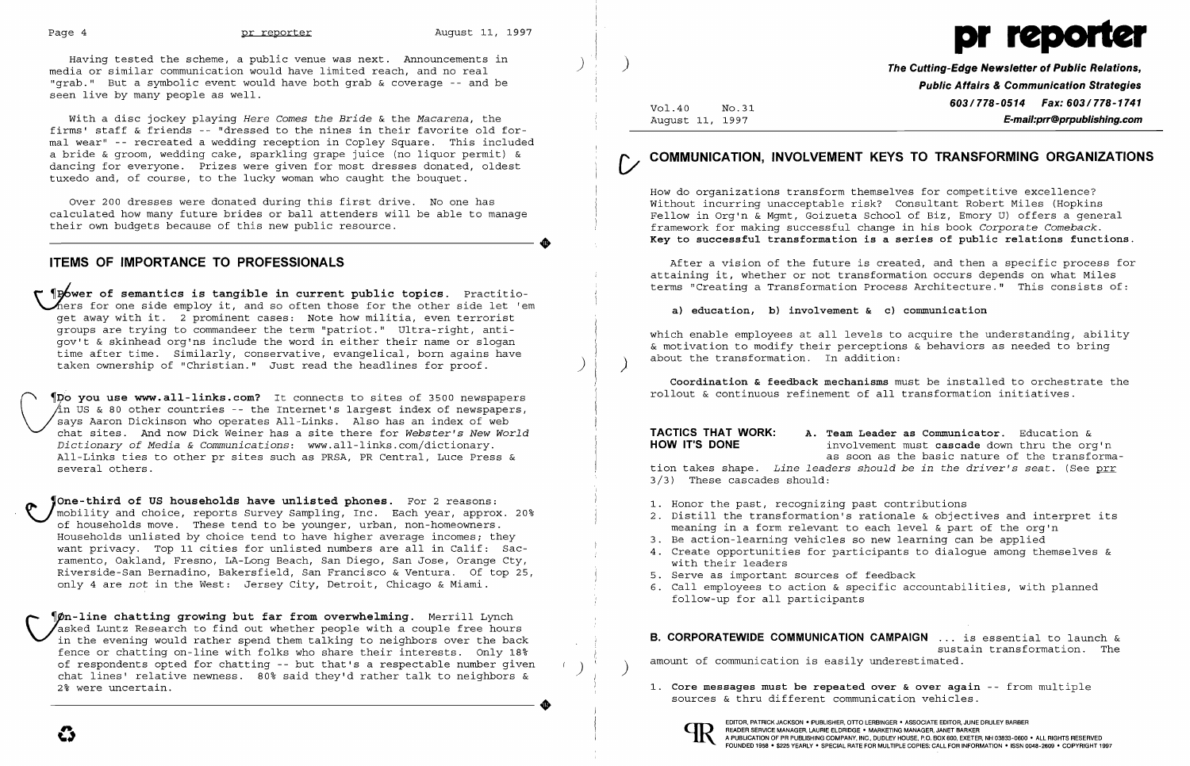Having tested the scheme, a public venue was next. Announcements in media or similar communication would have limited reach, and no real "grab." But a symbolic event would have both grab & coverage -- and be seen live by many people as well.

With a disc jockey playing *Here Comes the Bride* & the *Macarena*, the firms' staff & friends -- "dressed to the nines in their favorite old formal wear" -- recreated a wedding reception in Copley Square. This included a bride & groom, wedding cake, sparkling grape juice (no liquor permit) & dancing for everyone. Prizes were given for most dresses donated, oldest tuxedo and, of course, to the lucky woman who caught the bouquet.

Over 200 dresses were donated during this first drive. No one has calculated how many future brides or ball attenders will be able to manage their own budgets because of this new public resource.

## ITEMS OF IMPORTANCE TO PROFESSIONALS

¶**Power of semantics is tangible in current public topics.** Practitioners for one side employ it, and so often those for the other side let 'em get away with it. 2 prominent cases: Note how militia, even terrorist groups are trying to commandeer the term "patriot." Ultra-right, anti-gov't & skinhead org'ns include the word in either their name or slogan time after time. Similarly, conservative, evangelical, born agains have taken ownership of "Christian." Just read the headlines for proof.

¶**Do you use www.all-links.com?** It connects to sites of 3500 newspapers in US & 80 other countries -- the Internet's largest index of newspapers, says Aaron Dickinson who operates All-Links. Also has an index of web chat sites. And now Dick Weiner has a site there for *Webster's New World Dictionary of Media & Communications*: www.all-links.com/dictionary. All-Links ties to other pr sites such as PRSA, PR Central, Luce Press & several others.

¶**One-third of US households have unlisted phones.** For 2 reasons: mobility and choice, reports Survey Sampling, Inc. Each year, approx. 20% of households move. These tend to be younger, urban, non-homeowners. Households unlisted by choice tend to have higher average incomes; they want privacy. Top 11 cities for unlisted numbers are all in Calif: Sacramento, Oakland, Fresno, LA-Long Beach, San Diego, San Jose, Orange Cty, Riverside-San Bernadino, Bakersfield, San Francisco & Ventura. Of top 25, only 4 are *not* in the West: Jersey City, Detroit, Chicago & Miami.

¶**On-line chatting growing but far from overwhelming.** Merrill Lynch asked Luntz Research to find out whether people with a couple free hours in the evening would rather spend them talking to neighbors over the back fence or chatting on-line with folks who share their interests. Only 18% of respondents opted for chatting -- but that's a respectable number given chat lines' relative newness. 80% said they'd rather talk to neighbors & 2% were uncertain.

# pr reporter

**The Cutting-Edge Newsletter of Public Relations, Public Affairs & Communication Strategies**
**603/778-0514 Fax: 603/778-1741**
**E-mail:prr@prpublishing.com**

Vol.40 No.31
August 11, 1997

## COMMUNICATION, INVOLVEMENT KEYS TO TRANSFORMING ORGANIZATIONS

How do organizations transform themselves for competitive excellence? Without incurring unacceptable risk? Consultant Robert Miles (Hopkins Fellow in Org'n & Mgmt, Goizueta School of Biz, Emory U) offers a general framework for making successful change in his book *Corporate Comeback*. **Key to successful transformation is a series of public relations functions.**

After a vision of the future is created, and then a specific process for attaining it, whether or not transformation occurs depends on what Miles terms "Creating a Transformation Process Architecture." This consists of:

**a) education, b) involvement & c) communication**

which enable employees at all levels to acquire the understanding, ability & motivation to modify their perceptions & behaviors as needed to bring about the transformation. In addition:

**Coordination & feedback mechanisms** must be installed to orchestrate the rollout & continuous refinement of all transformation initiatives.

**TACTICS THAT WORK: HOW IT'S DONE**

**A. Team Leader as Communicator.** Education & involvement must **cascade** down thru the org'n as soon as the basic nature of the transformation takes shape. *Line leaders should be in the driver's seat.* (See prr 3/3) These cascades should:

1. Honor the past, recognizing past contributions
2. Distill the transformation's rationale & objectives and interpret its meaning in a form relevant to each level & part of the org'n
3. Be action-learning vehicles so new learning can be applied
4. Create opportunities for participants to dialogue among themselves & with their leaders
5. Serve as important sources of feedback
6. Call employees to action & specific accountabilities, with planned follow-up for all participants

**B. CORPORATEWIDE COMMUNICATION CAMPAIGN** ... is essential to launch & sustain transformation. The amount of communication is easily underestimated.

1. **Core messages must be repeated over & over again** -- from multiple sources & thru different communication vehicles.

EDITOR, PATRICK JACKSON • PUBLISHER, OTTO LERBINGER • ASSOCIATE EDITOR, JUNE DRULEY BARBER
READER SERVICE MANAGER, LAURIE ELDRIDGE • MARKETING MANAGER, JANET BARKER
A PUBLICATION OF PR PUBLISHING COMPANY, INC., DUDLEY HOUSE, P.O. BOX 600, EXETER, NH 03833-0600 • ALL RIGHTS RESERVED
FOUNDED 1958 • $225 YEARLY • SPECIAL RATE FOR MULTIPLE COPIES: CALL FOR INFORMATION • ISSN 0048-2609 • COPYRIGHT 1997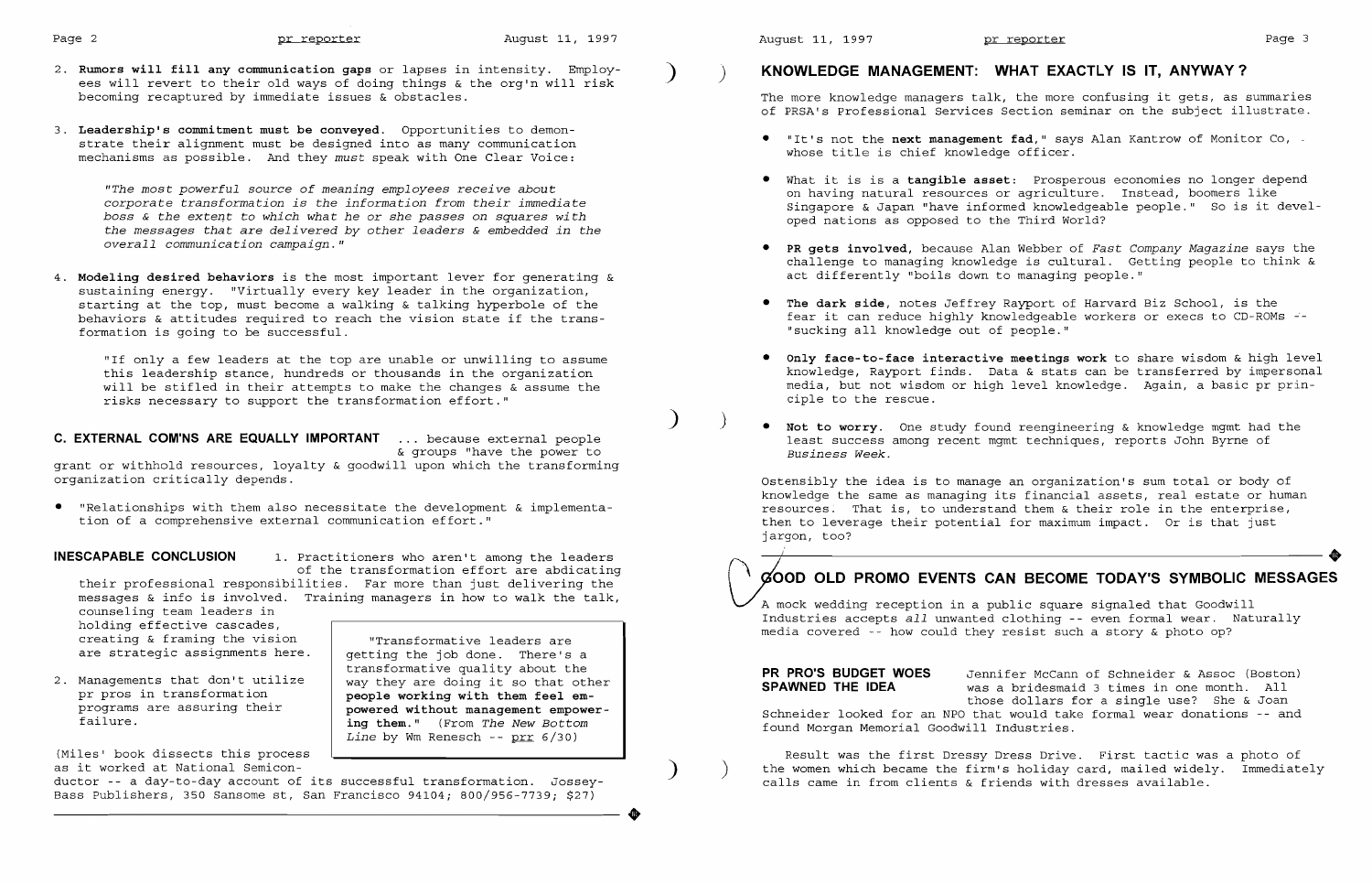2. **Rumors will fill any communication gaps** or lapses in intensity. Employees will revert to their old ways of doing things & the org'n will risk becoming recaptured by immediate issues & obstacles.

3. **Leadership's commitment must be conveyed.** Opportunities to demonstrate their alignment must be designed into as many communication mechanisms as possible. And they *must* speak with One Clear Voice:

   *"The most powerful source of meaning employees receive about corporate transformation is the information from their immediate boss & the extent to which what he or she passes on squares with the messages that are delivered by other leaders & embedded in the overall communication campaign."*

4. **Modeling desired behaviors** is the most important lever for generating & sustaining energy. "Virtually every key leader in the organization, starting at the top, must become a walking & talking hyperbole of the behaviors & attitudes required to reach the vision state if the transformation is going to be successful.

   "If only a few leaders at the top are unable or unwilling to assume this leadership stance, hundreds or thousands in the organization will be stifled in their attempts to make the changes & assume the risks necessary to support the transformation effort."

**C. EXTERNAL COM'NS ARE EQUALLY IMPORTANT** ... because external people & groups "have the power to grant or withhold resources, loyalty & goodwill upon which the transforming organization critically depends.

- "Relationships with them also necessitate the development & implementation of a comprehensive external communication effort."

**INESCAPABLE CONCLUSION** 1. Practitioners who aren't among the leaders of the transformation effort are abdicating their professional responsibilities. Far more than just delivering the messages & info is involved. Training managers in how to walk the talk, counseling team leaders in holding effective cascades, creating & framing the vision are strategic assignments here.

2. Managements that don't utilize pr pros in transformation programs are assuring their failure.

> "Transformative leaders are getting the job done. There's a transformative quality about the way they are doing it so that other **people working with them feel empowered without management empowering them.**" (From *The New Bottom Line* by Wm Renesch -- prr 6/30)

(Miles' book dissects this process as it worked at National Semiconductor -- a day-to-day account of its successful transformation. Jossey-Bass Publishers, 350 Sansome st, San Francisco 94104; 800/956-7739; $27)

## KNOWLEDGE MANAGEMENT: WHAT EXACTLY IS IT, ANYWAY?

The more knowledge managers talk, the more confusing it gets, as summaries of PRSA's Professional Services Section seminar on the subject illustrate.

- "It's not the **next management fad**," says Alan Kantrow of Monitor Co, whose title is chief knowledge officer.
- What it is is a **tangible asset**: Prosperous economies no longer depend on having natural resources or agriculture. Instead, boomers like Singapore & Japan "have informed knowledgeable people." So is it developed nations as opposed to the Third World?
- **PR gets involved**, because Alan Webber of *Fast Company Magazine* says the challenge to managing knowledge is cultural. Getting people to think & act differently "boils down to managing people."
- **The dark side**, notes Jeffrey Rayport of Harvard Biz School, is the fear it can reduce highly knowledgeable workers or execs to CD-ROMs -- "sucking all knowledge out of people."
- **Only face-to-face interactive meetings work** to share wisdom & high level knowledge, Rayport finds. Data & stats can be transferred by impersonal media, but not wisdom or high level knowledge. Again, a basic pr principle to the rescue.
- **Not to worry.** One study found reengineering & knowledge mgmt had the least success among recent mgmt techniques, reports John Byrne of *Business Week*.

Ostensibly the idea is to manage an organization's sum total or body of knowledge the same as managing its financial assets, real estate or human resources. That is, to understand them & their role in the enterprise, then to leverage their potential for maximum impact. Or is that just jargon, too?

## GOOD OLD PROMO EVENTS CAN BECOME TODAY'S SYMBOLIC MESSAGES

A mock wedding reception in a public square signaled that Goodwill Industries accepts *all* unwanted clothing -- even formal wear. Naturally media covered -- how could they resist such a story & photo op?

**PR PRO'S BUDGET WOES SPAWNED THE IDEA** Jennifer McCann of Schneider & Assoc (Boston) was a bridesmaid 3 times in one month. All those dollars for a single use? She & Joan Schneider looked for an NPO that would take formal wear donations -- and found Morgan Memorial Goodwill Industries.

Result was the first Dressy Dress Drive. First tactic was a photo of the women which became the firm's holiday card, mailed widely. Immediately calls came in from clients & friends with dresses available.